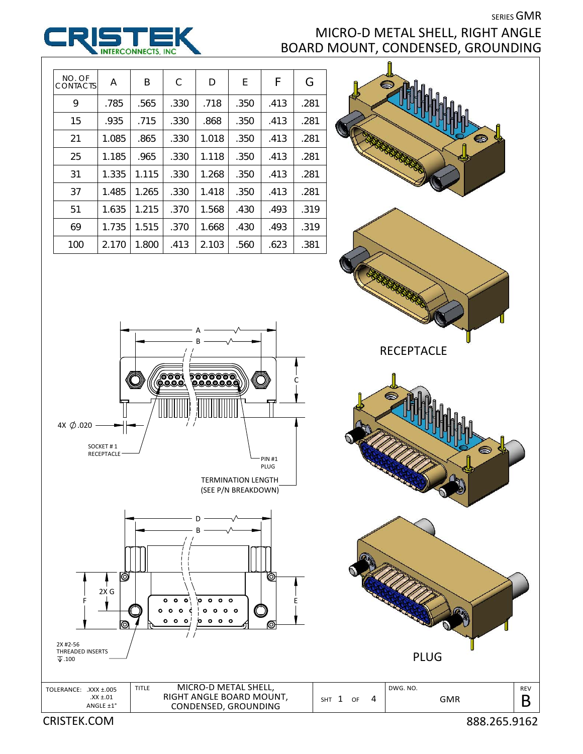SERIES GMR

# MICRO-D METAL SHELL, RIGHT ANGLE BOARD MOUNT, CONDENSED, GROUNDING

| NO. OF CONTACTS | A | B | C | D | E | F | G |
|---|---|---|---|---|---|---|---|
| 9 | .785 | .565 | .330 | .718 | .350 | .413 | .281 |
| 15 | .935 | .715 | .330 | .868 | .350 | .413 | .281 |
| 21 | 1.085 | .865 | .330 | 1.018 | .350 | .413 | .281 |
| 25 | 1.185 | .965 | .330 | 1.118 | .350 | .413 | .281 |
| 31 | 1.335 | 1.115 | .330 | 1.268 | .350 | .413 | .281 |
| 37 | 1.485 | 1.265 | .330 | 1.418 | .350 | .413 | .281 |
| 51 | 1.635 | 1.215 | .370 | 1.568 | .430 | .493 | .319 |
| 69 | 1.735 | 1.515 | .370 | 1.668 | .430 | .493 | .319 |
| 100 | 2.170 | 1.800 | .413 | 2.103 | .560 | .623 | .381 |

A

B

C

4X ∅.020

SOCKET # 1 RECEPTACLE

PIN #1 PLUG

TERMINATION LENGTH (SEE P/N BREAKDOWN)

D

B

2X G

F

E

2X #2-56 THREADED INSERTS ↧.100

RECEPTACLE

PLUG

| TOLERANCE: .XXX ±.005 .XX ±.01 ANGLE ±1° | TITLE MICRO-D METAL SHELL, RIGHT ANGLE BOARD MOUNT, CONDENSED, GROUNDING | SHT 1 OF 4 | DWG. NO. GMR | REV B |
|---|---|---|---|---|

CRISTEK.COM

888.265.9162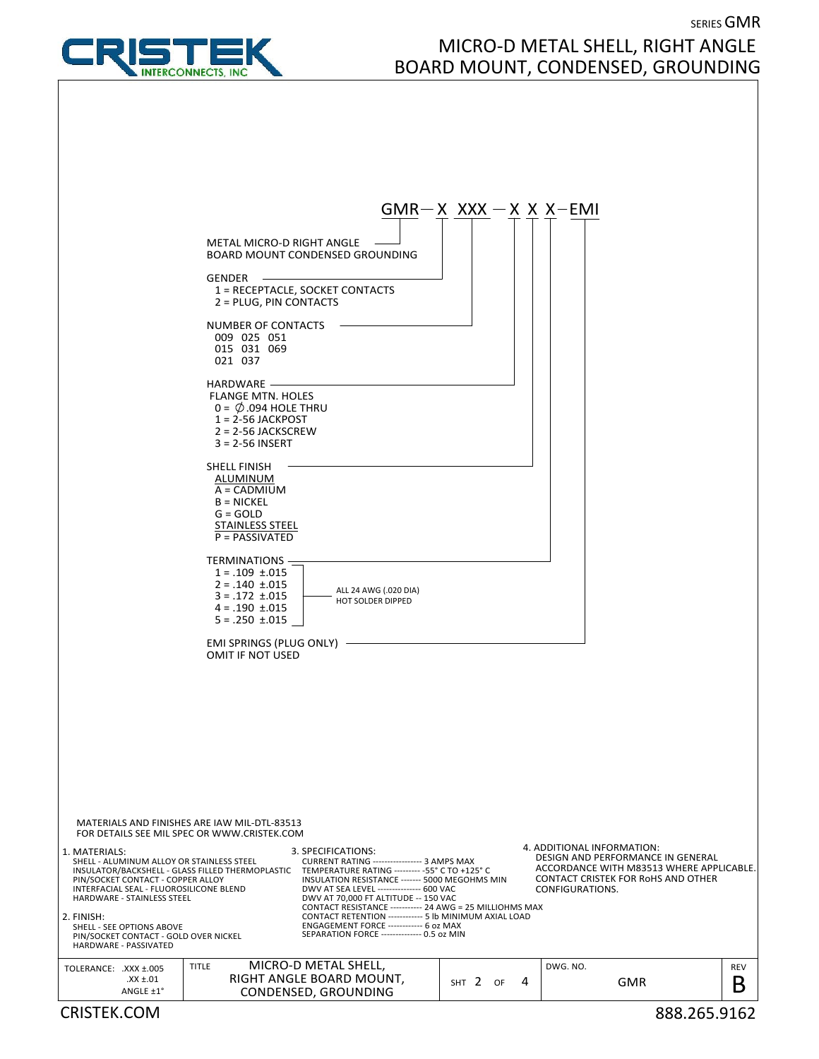SERIES GMR

# MICRO-D METAL SHELL, RIGHT ANGLE BOARD MOUNT, CONDENSED, GROUNDING

CRISTEK INTERCONNECTS, INC

GMR — X XXX — X X X — EMI

- **METAL MICRO-D RIGHT ANGLE BOARD MOUNT CONDENSED GROUNDING** (GMR)
- **GENDER** (X)
  - 1 = RECEPTACLE, SOCKET CONTACTS
  - 2 = PLUG, PIN CONTACTS
- **NUMBER OF CONTACTS** (XXX)
  - 009 025 051
  - 015 031 069
  - 021 037
- **HARDWARE** (X)
  - FLANGE MTN. HOLES
  - 0 = ∅.094 HOLE THRU
  - 1 = 2-56 JACKPOST
  - 2 = 2-56 JACKSCREW
  - 3 = 2-56 INSERT
- **SHELL FINISH** (X)
  - ALUMINUM
    - A = CADMIUM
    - B = NICKEL
    - G = GOLD
  - STAINLESS STEEL
    - P = PASSIVATED
- **TERMINATIONS** (X) — ALL 24 AWG (.020 DIA) HOT SOLDER DIPPED
  - 1 = .109 ±.015
  - 2 = .140 ±.015
  - 3 = .172 ±.015
  - 4 = .190 ±.015
  - 5 = .250 ±.015
- **EMI SPRINGS (PLUG ONLY)** (EMI)
  - OMIT IF NOT USED

MATERIALS AND FINISHES ARE IAW MIL-DTL-83513
FOR DETAILS SEE MIL SPEC OR WWW.CRISTEK.COM

1. MATERIALS:
   - SHELL - ALUMINUM ALLOY OR STAINLESS STEEL
   - INSULATOR/BACKSHELL - GLASS FILLED THERMOPLASTIC
   - PIN/SOCKET CONTACT - COPPER ALLOY
   - INTERFACIAL SEAL - FLUOROSILICONE BLEND
   - HARDWARE - STAINLESS STEEL
2. FINISH:
   - SHELL - SEE OPTIONS ABOVE
   - PIN/SOCKET CONTACT - GOLD OVER NICKEL
   - HARDWARE - PASSIVATED
3. SPECIFICATIONS:
   - CURRENT RATING ---------------- 3 AMPS MAX
   - TEMPERATURE RATING --------- -55° C TO +125° C
   - INSULATION RESISTANCE ------- 5000 MEGOHMS MIN
   - DWV AT SEA LEVEL -------------- 600 VAC
   - DWV AT 70,000 FT ALTITUDE -- 150 VAC
   - CONTACT RESISTANCE ---------- 24 AWG = 25 MILLIOHMS MAX
   - CONTACT RETENTION ------------ 5 lb MINIMUM AXIAL LOAD
   - ENGAGEMENT FORCE ------------ 6 oz MAX
   - SEPARATION FORCE -------------- 0.5 oz MIN
4. ADDITIONAL INFORMATION:
   DESIGN AND PERFORMANCE IN GENERAL ACCORDANCE WITH M83513 WHERE APPLICABLE. CONTACT CRISTEK FOR RoHS AND OTHER CONFIGURATIONS.

| TOLERANCE: .XXX ±.005 .XX ±.01 ANGLE ±1° | TITLE: MICRO-D METAL SHELL, RIGHT ANGLE BOARD MOUNT, CONDENSED, GROUNDING | SHT 2 OF 4 | DWG. NO. GMR | REV B |
|---|---|---|---|---|

CRISTEK.COM 888.265.9162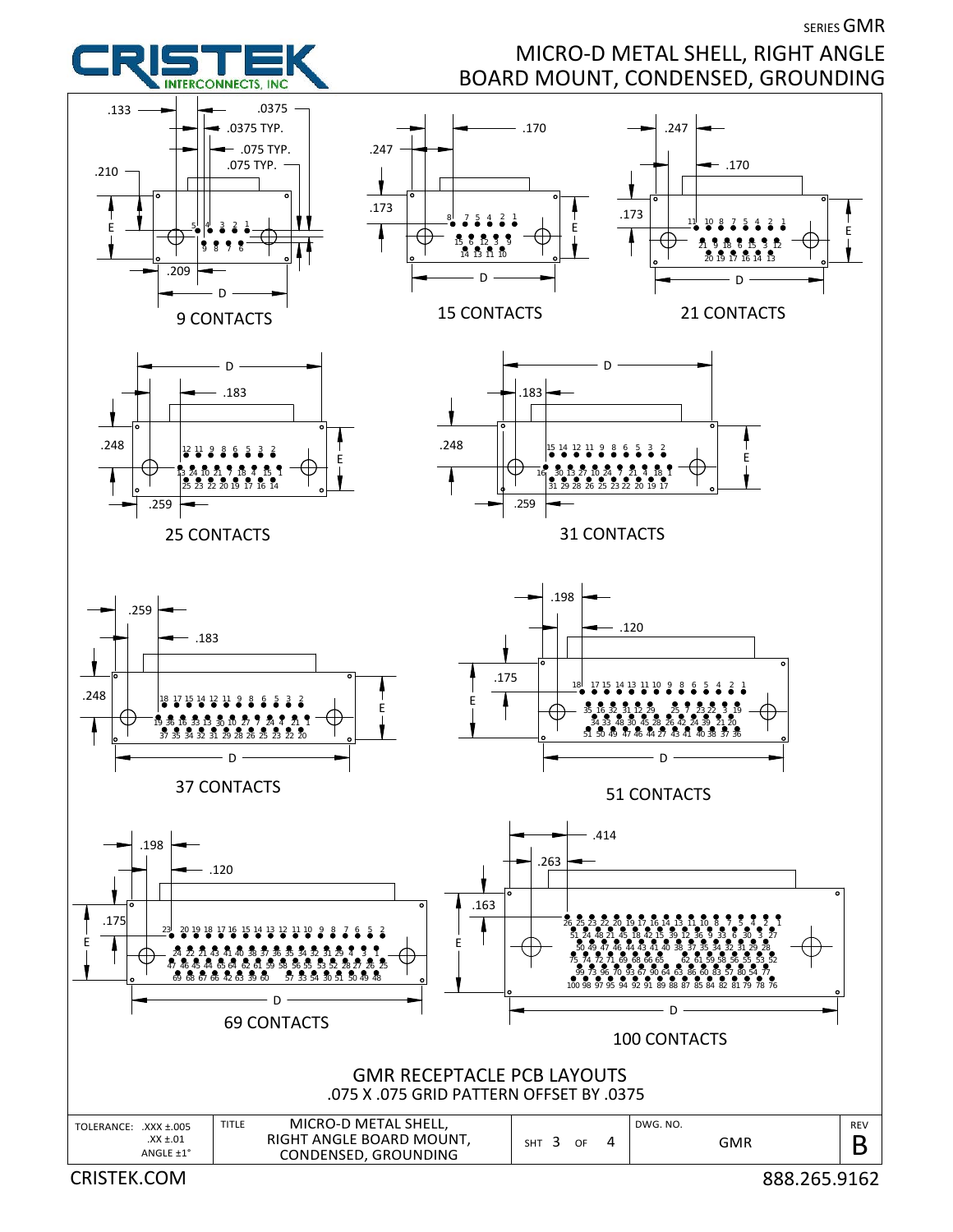# CRISTEK INTERCONNECTS, INC

SERIES GMR

## MICRO-D METAL SHELL, RIGHT ANGLE BOARD MOUNT, CONDENSED, GROUNDING

9 CONTACTS

15 CONTACTS

21 CONTACTS

25 CONTACTS

31 CONTACTS

37 CONTACTS

51 CONTACTS

69 CONTACTS

100 CONTACTS

## GMR RECEPTACLE PCB LAYOUTS

.075 X .075 GRID PATTERN OFFSET BY .0375

| TOLERANCE: .XXX ±.005 .XX ±.01 ANGLE ±1° | TITLE MICRO-D METAL SHELL, RIGHT ANGLE BOARD MOUNT, CONDENSED, GROUNDING | SHT 3 OF 4 | DWG. NO. GMR | REV B |
|---|---|---|---|---|

CRISTEK.COM

888.265.9162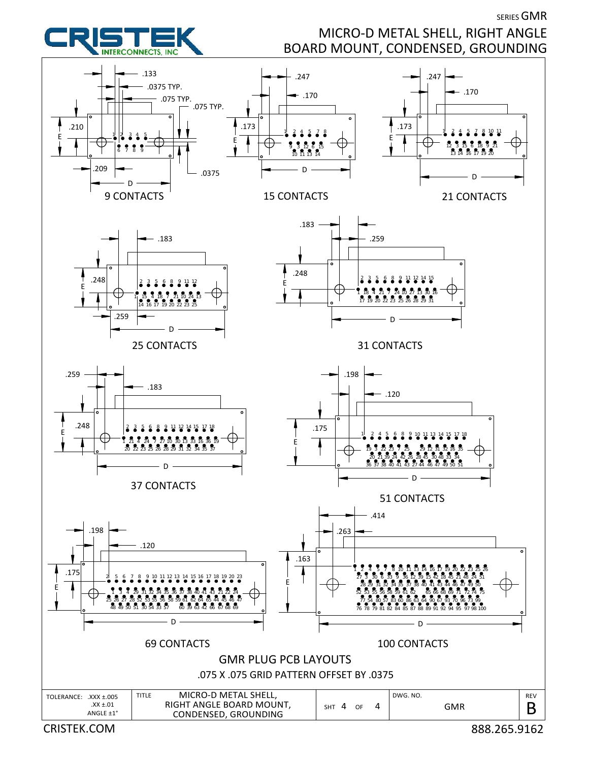SERIES GMR

# MICRO-D METAL SHELL, RIGHT ANGLE BOARD MOUNT, CONDENSED, GROUNDING

CRISTEK INTERCONNECTS, INC

.133
.0375 TYP.
.075 TYP.
.075 TYP.
.210
E
1 2 3 4 5
6 7 8 9
.209
D
.0375

9 CONTACTS

.247
.170
.173
E
1 2 4 5 7 8
9 3 12 6 15
10 11 13 14
D

15 CONTACTS

.247
.170
.173
E
1 2 4 5 7 8 10 11
12 3 15 6 18 9 21
13 14 16 17 19 20
D

21 CONTACTS

.183
.248
E
2 3 5 6 8 9 11 12
1 15 4 18 7 21 10 24 13
14 16 17 19 20 22 23 25
.259
D

25 CONTACTS

.183
.259
.248
E
2 3 5 6 8 9 11 12 14 15
1 18 4 21 7 24 10 27 13 30 16
17 19 20 22 23 25 26 28 29 31
D

31 CONTACTS

.259
.183
.248
E
2 3 5 6 8 9 11 12 14 15 17 18
1 21 4 24 7 27 10 30 13 33 16 36 19
20 22 23 25 26 28 29 31 32 34 35 37
D

37 CONTACTS

.198
.120
.175
E
1 2 4 5 6 8 9 10 11 13 14 15 17 18
19 3 22 23 7 25 29 12 31 32 16 35
20 21 39 24 42 26 28 45 30 48 33 34
36 37 38 40 41 43 27 44 46 47 49 50 51
D

51 CONTACTS

.198
.120
.175
E
2 5 6 7 8 9 10 11 12 13 14 15 16 17 18 19 20 23
1 3 4 29 31 32 34 35 36 37 38 40 41 43 21 22 24
25 26 27 28 52 53 55 56 58 59 61 62 64 65 44 45 46 47
48 49 50 51 30 54 33 57 60 39 63 42 66 67 68 69
D

69 CONTACTS

.414
.263
.163
E
1 2 4 5 7 8 10 11 13 14 16 17 19 20 22 23 25 26
27 3 30 6 33 9 36 12 39 15 42 18 45 21 48 24 51
28 29 31 32 34 35 37 38 40 41 43 44 46 47 49 50
52 53 55 56 58 59 61 62 65 66 68 69 71 72 74 75
77 54 80 57 83 60 86 63 64 90 67 93 70 96 73 99
76 78 79 81 82 84 85 87 88 89 91 92 94 95 97 98 100
D

100 CONTACTS

## GMR PLUG PCB LAYOUTS

.075 X .075 GRID PATTERN OFFSET BY .0375

| | | | | |
|---|---|---|---|---|
| TOLERANCE: .XXX ±.005 .XX ±.01 ANGLE ±1° | TITLE MICRO-D METAL SHELL, RIGHT ANGLE BOARD MOUNT, CONDENSED, GROUNDING | SHT 4 OF 4 | DWG. NO. GMR | REV B |

CRISTEK.COM 888.265.9162